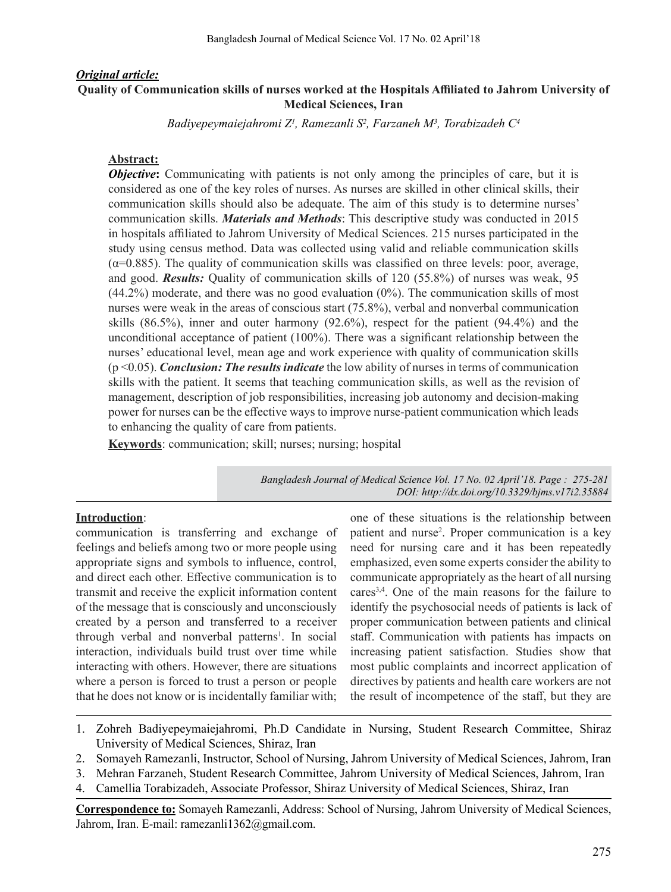***Original article:***

**Quality of Communication skills of nurses worked at the Hospitals Affiliated to Jahrom University of Medical Sciences, Iran**

*Badiyepeymaiejahromi Z[1], Ramezanli S[2], Farzaneh M[3], Torabizadeh C[4]*

**Abstract:**

***Objective*****:** Communicating with patients is not only among the principles of care, but it is considered as one of the key roles of nurses. As nurses are skilled in other clinical skills, their communication skills should also be adequate. The aim of this study is to determine nurses' communication skills. ***Materials and Methods***: This descriptive study was conducted in 2015 in hospitals affiliated to Jahrom University of Medical Sciences. 215 nurses participated in the study using census method. Data was collected using valid and reliable communication skills ($\alpha$=0.885). The quality of communication skills was classified on three levels: poor, average, and good. ***Results:*** Quality of communication skills of 120 (55.8%) of nurses was weak, 95 (44.2%) moderate, and there was no good evaluation (0%). The communication skills of most nurses were weak in the areas of conscious start (75.8%), verbal and nonverbal communication skills (86.5%), inner and outer harmony (92.6%), respect for the patient (94.4%) and the unconditional acceptance of patient (100%). There was a significant relationship between the nurses' educational level, mean age and work experience with quality of communication skills ($p < 0.05$). ***Conclusion: The results indicate*** the low ability of nurses in terms of communication skills with the patient. It seems that teaching communication skills, as well as the revision of management, description of job responsibilities, increasing job autonomy and decision-making power for nurses can be the effective ways to improve nurse-patient communication which leads to enhancing the quality of care from patients.

**Keywords**: communication; skill; nurses; nursing; hospital

*DOI: http://dx.doi.org/10.3329/bjms.v17i2.35884*

**Introduction**:

communication is transferring and exchange of feelings and beliefs among two or more people using appropriate signs and symbols to influence, control, and direct each other. Effective communication is to transmit and receive the explicit information content of the message that is consciously and unconsciously created by a person and transferred to a receiver through verbal and nonverbal patterns[1]. In social interaction, individuals build trust over time while interacting with others. However, there are situations where a person is forced to trust a person or people that he does not know or is incidentally familiar with; one of these situations is the relationship between patient and nurse[2]. Proper communication is a key need for nursing care and it has been repeatedly emphasized, even some experts consider the ability to communicate appropriately as the heart of all nursing cares[3,4]. One of the main reasons for the failure to identify the psychosocial needs of patients is lack of proper communication between patients and clinical staff. Communication with patients has impacts on increasing patient satisfaction. Studies show that most public complaints and incorrect application of directives by patients and health care workers are not the result of incompetence of the staff, but they are

1. Zohreh Badiyepeymaiejahromi, Ph.D Candidate in Nursing, Student Research Committee, Shiraz University of Medical Sciences, Shiraz, Iran
2. Somayeh Ramezanli, Instructor, School of Nursing, Jahrom University of Medical Sciences, Jahrom, Iran
3. Mehran Farzaneh, Student Research Committee, Jahrom University of Medical Sciences, Jahrom, Iran
4. Camellia Torabizadeh, Associate Professor, Shiraz University of Medical Sciences, Shiraz, Iran

**Correspondence to:** Somayeh Ramezanli, Address: School of Nursing, Jahrom University of Medical Sciences, Jahrom, Iran. E-mail: ramezanli1362@gmail.com.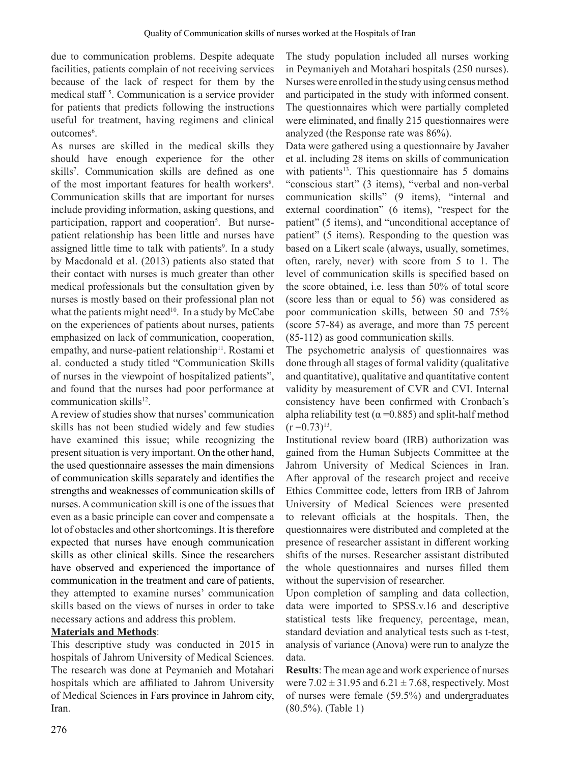due to communication problems. Despite adequate facilities, patients complain of not receiving services because of the lack of respect for them by the medical staff [5]. Communication is a service provider for patients that predicts following the instructions useful for treatment, having regimens and clinical outcomes[6].

As nurses are skilled in the medical skills they should have enough experience for the other skills[7]. Communication skills are defined as one of the most important features for health workers[8]. Communication skills that are important for nurses include providing information, asking questions, and participation, rapport and cooperation[5]. But nurse-patient relationship has been little and nurses have assigned little time to talk with patients[9]. In a study by Macdonald et al. (2013) patients also stated that their contact with nurses is much greater than other medical professionals but the consultation given by nurses is mostly based on their professional plan not what the patients might need[10]. In a study by McCabe on the experiences of patients about nurses, patients emphasized on lack of communication, cooperation, empathy, and nurse-patient relationship[11]. Rostami et al. conducted a study titled "Communication Skills of nurses in the viewpoint of hospitalized patients", and found that the nurses had poor performance at communication skills[12].

A review of studies show that nurses' communication skills has not been studied widely and few studies have examined this issue; while recognizing the present situation is very important. On the other hand, the used questionnaire assesses the main dimensions of communication skills separately and identifies the strengths and weaknesses of communication skills of nurses. A communication skill is one of the issues that even as a basic principle can cover and compensate a lot of obstacles and other shortcomings. It is therefore expected that nurses have enough communication skills as other clinical skills. Since the researchers have observed and experienced the importance of communication in the treatment and care of patients, they attempted to examine nurses' communication skills based on the views of nurses in order to take necessary actions and address this problem.

**Materials and Methods**:

This descriptive study was conducted in 2015 in hospitals of Jahrom University of Medical Sciences. The research was done at Peymanieh and Motahari hospitals which are affiliated to Jahrom University of Medical Sciences in Fars province in Jahrom city, Iran.

The study population included all nurses working in Peymaniyeh and Motahari hospitals (250 nurses). Nurses were enrolled in the study using census method and participated in the study with informed consent. The questionnaires which were partially completed were eliminated, and finally 215 questionnaires were analyzed (the Response rate was 86%).

Data were gathered using a questionnaire by Javaher et al. including 28 items on skills of communication with patients[13]. This questionnaire has 5 domains "conscious start" (3 items), "verbal and non-verbal communication skills" (9 items), "internal and external coordination" (6 items), "respect for the patient" (5 items), and "unconditional acceptance of patient" (5 items). Responding to the question was based on a Likert scale (always, usually, sometimes, often, rarely, never) with score from 5 to 1. The level of communication skills is specified based on the score obtained, i.e. less than 50% of total score (score less than or equal to 56) was considered as poor communication skills, between 50 and 75% (score 57-84) as average, and more than 75 percent (85-112) as good communication skills.

The psychometric analysis of questionnaires was done through all stages of formal validity (qualitative and quantitative), qualitative and quantitative content validity by measurement of CVR and CVI. Internal consistency have been confirmed with Cronbach's alpha reliability test ($\alpha$ =0.885) and split-half method ($r$ =0.73)[13].

Institutional review board (IRB) authorization was gained from the Human Subjects Committee at the Jahrom University of Medical Sciences in Iran. After approval of the research project and receive Ethics Committee code, letters from IRB of Jahrom University of Medical Sciences were presented to relevant officials at the hospitals. Then, the questionnaires were distributed and completed at the presence of researcher assistant in different working shifts of the nurses. Researcher assistant distributed the whole questionnaires and nurses filled them without the supervision of researcher.

Upon completion of sampling and data collection, data were imported to SPSS.v.16 and descriptive statistical tests like frequency, percentage, mean, standard deviation and analytical tests such as t-test, analysis of variance (Anova) were run to analyze the data.

**Results**: The mean age and work experience of nurses were 7.02 ± 31.95 and 6.21 ± 7.68, respectively. Most of nurses were female (59.5%) and undergraduates (80.5%). (Table 1)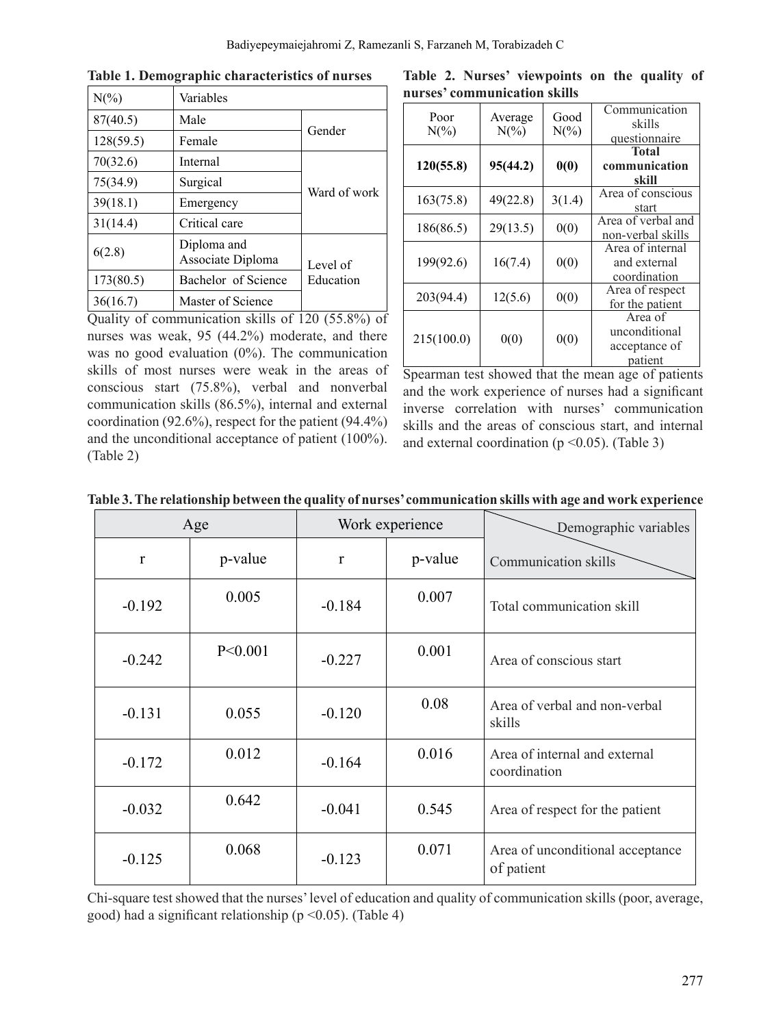**Table 1. Demographic characteristics of nurses**

| N(%) | Variables | |
|---|---|---|
| 87(40.5) | Male | Gender |
| 128(59.5) | Female | |
| 70(32.6) | Internal | Ward of work |
| 75(34.9) | Surgical | |
| 39(18.1) | Emergency | |
| 31(14.4) | Critical care | |
| 6(2.8) | Diploma and Associate Diploma | Level of Education |
| 173(80.5) | Bachelor of Science | |
| 36(16.7) | Master of Science | |

Quality of communication skills of 120 (55.8%) of nurses was weak, 95 (44.2%) moderate, and there was no good evaluation (0%). The communication skills of most nurses were weak in the areas of conscious start (75.8%), verbal and nonverbal communication skills (86.5%), internal and external coordination (92.6%), respect for the patient (94.4%) and the unconditional acceptance of patient (100%). (Table 2)

**Table 2. Nurses' viewpoints on the quality of nurses' communication skills**

| Poor N(%) | Average N(%) | Good N(%) | Communication skills questionnaire |
|---|---|---|---|
| **120(55.8)** | **95(44.2)** | **0(0)** | **Total communication skill** |
| 163(75.8) | 49(22.8) | 3(1.4) | Area of conscious start |
| 186(86.5) | 29(13.5) | 0(0) | Area of verbal and non-verbal skills |
| 199(92.6) | 16(7.4) | 0(0) | Area of internal and external coordination |
| 203(94.4) | 12(5.6) | 0(0) | Area of respect for the patient |
| 215(100.0) | 0(0) | 0(0) | Area of unconditional acceptance of patient |

Spearman test showed that the mean age of patients and the work experience of nurses had a significant inverse correlation with nurses' communication skills and the areas of conscious start, and internal and external coordination ($p < 0.05$). (Table 3)

**Table 3. The relationship between the quality of nurses' communication skills with age and work experience**

| Age | | Work experience | | Demographic variables |
|---|---|---|---|---|
| r | p-value | r | p-value | Communication skills |
| -0.192 | 0.005 | -0.184 | 0.007 | Total communication skill |
| -0.242 | P<0.001 | -0.227 | 0.001 | Area of conscious start |
| -0.131 | 0.055 | -0.120 | 0.08 | Area of verbal and non-verbal skills |
| -0.172 | 0.012 | -0.164 | 0.016 | Area of internal and external coordination |
| -0.032 | 0.642 | -0.041 | 0.545 | Area of respect for the patient |
| -0.125 | 0.068 | -0.123 | 0.071 | Area of unconditional acceptance of patient |

Chi-square test showed that the nurses' level of education and quality of communication skills (poor, average, good) had a significant relationship ($p < 0.05$). (Table 4)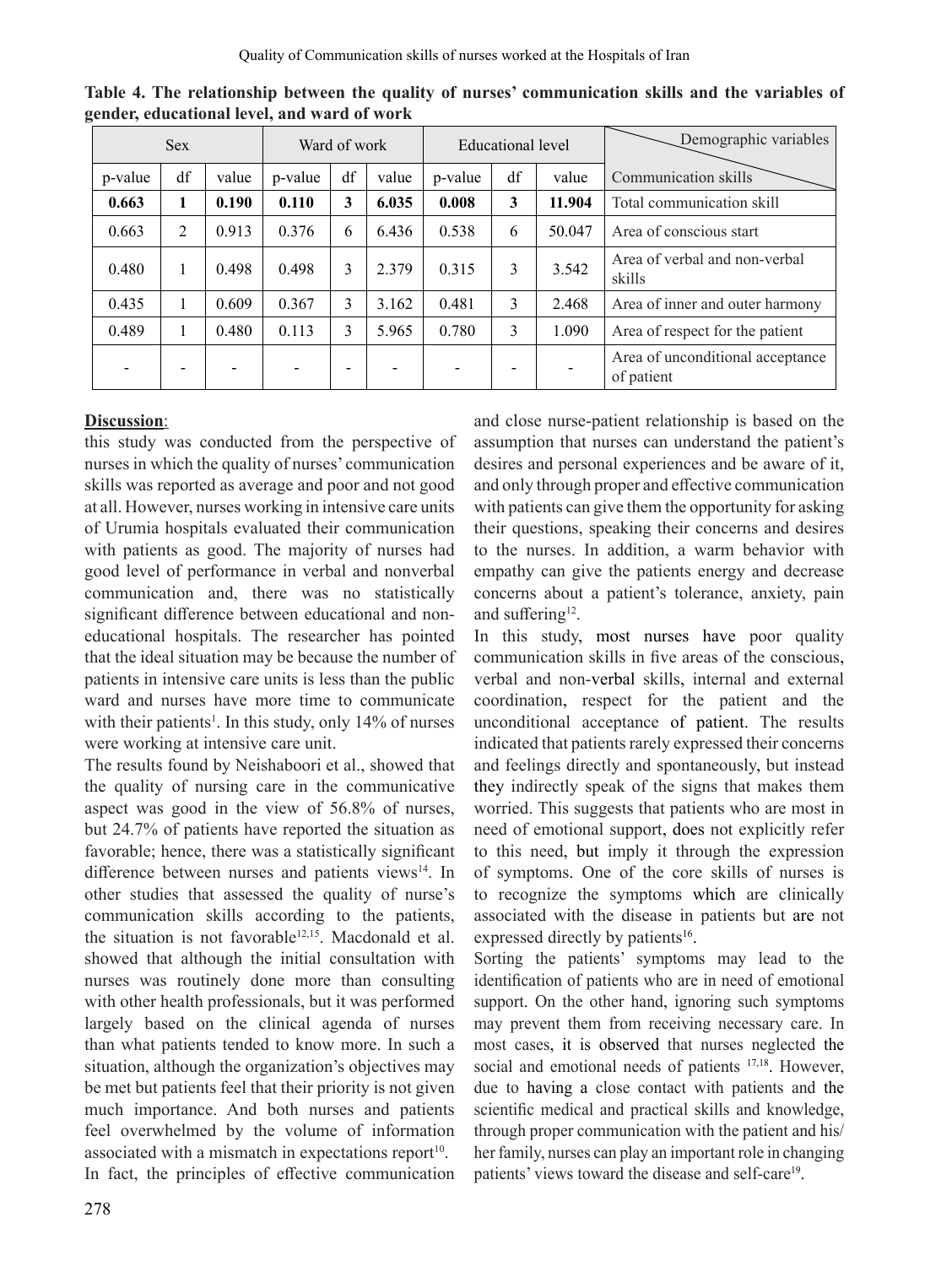**Table 4. The relationship between the quality of nurses' communication skills and the variables of gender, educational level, and ward of work**

| Sex | | | Ward of work | | | Educational level | | | Demographic variables |
|---|---|---|---|---|---|---|---|---|---|
| p-value | df | value | p-value | df | value | p-value | df | value | Communication skills |
| **0.663** | **1** | **0.190** | **0.110** | **3** | **6.035** | **0.008** | **3** | **11.904** | Total communication skill |
| 0.663 | 2 | 0.913 | 0.376 | 6 | 6.436 | 0.538 | 6 | 50.047 | Area of conscious start |
| 0.480 | 1 | 0.498 | 0.498 | 3 | 2.379 | 0.315 | 3 | 3.542 | Area of verbal and non-verbal skills |
| 0.435 | 1 | 0.609 | 0.367 | 3 | 3.162 | 0.481 | 3 | 2.468 | Area of inner and outer harmony |
| 0.489 | 1 | 0.480 | 0.113 | 3 | 5.965 | 0.780 | 3 | 1.090 | Area of respect for the patient |
| - | - | - | - | - | - | - | - | - | Area of unconditional acceptance of patient |

## Discussion:

this study was conducted from the perspective of nurses in which the quality of nurses' communication skills was reported as average and poor and not good at all. However, nurses working in intensive care units of Urumia hospitals evaluated their communication with patients as good. The majority of nurses had good level of performance in verbal and nonverbal communication and, there was no statistically significant difference between educational and non-educational hospitals. The researcher has pointed that the ideal situation may be because the number of patients in intensive care units is less than the public ward and nurses have more time to communicate with their patients[1]. In this study, only 14% of nurses were working at intensive care unit.

The results found by Neishaboori et al., showed that the quality of nursing care in the communicative aspect was good in the view of 56.8% of nurses, but 24.7% of patients have reported the situation as favorable; hence, there was a statistically significant difference between nurses and patients views[14]. In other studies that assessed the quality of nurse's communication skills according to the patients, the situation is not favorable[12,15]. Macdonald et al. showed that although the initial consultation with nurses was routinely done more than consulting with other health professionals, but it was performed largely based on the clinical agenda of nurses than what patients tended to know more. In such a situation, although the organization's objectives may be met but patients feel that their priority is not given much importance. And both nurses and patients feel overwhelmed by the volume of information associated with a mismatch in expectations report[10].

In fact, the principles of effective communication and close nurse-patient relationship is based on the assumption that nurses can understand the patient's desires and personal experiences and be aware of it, and only through proper and effective communication with patients can give them the opportunity for asking their questions, speaking their concerns and desires to the nurses. In addition, a warm behavior with empathy can give the patients energy and decrease concerns about a patient's tolerance, anxiety, pain and suffering[12].

In this study, most nurses have poor quality communication skills in five areas of the conscious, verbal and non-verbal skills, internal and external coordination, respect for the patient and the unconditional acceptance of patient. The results indicated that patients rarely expressed their concerns and feelings directly and spontaneously, but instead they indirectly speak of the signs that makes them worried. This suggests that patients who are most in need of emotional support, does not explicitly refer to this need, but imply it through the expression of symptoms. One of the core skills of nurses is to recognize the symptoms which are clinically associated with the disease in patients but are not expressed directly by patients[16].

Sorting the patients' symptoms may lead to the identification of patients who are in need of emotional support. On the other hand, ignoring such symptoms may prevent them from receiving necessary care. In most cases, it is observed that nurses neglected the social and emotional needs of patients [17,18]. However, due to having a close contact with patients and the scientific medical and practical skills and knowledge, through proper communication with the patient and his/her family, nurses can play an important role in changing patients' views toward the disease and self-care[19].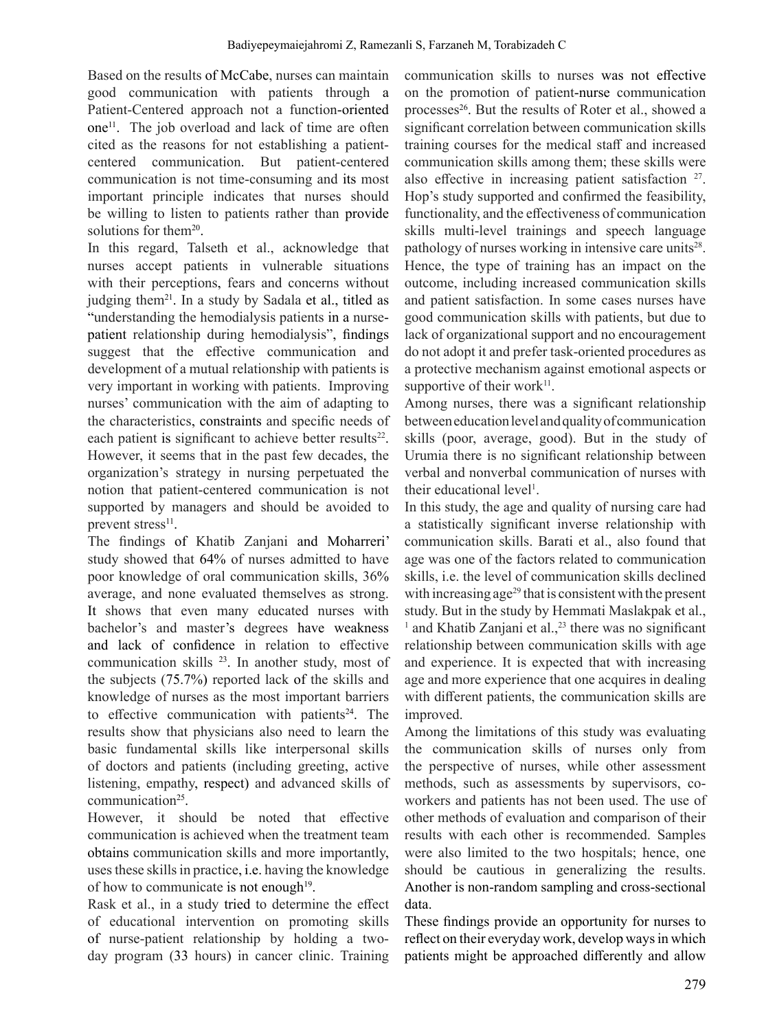Based on the results of McCabe, nurses can maintain good communication with patients through a Patient-Centered approach not a function-oriented one[11]. The job overload and lack of time are often cited as the reasons for not establishing a patient-centered communication. But patient-centered communication is not time-consuming and its most important principle indicates that nurses should be willing to listen to patients rather than provide solutions for them[20].

In this regard, Talseth et al., acknowledge that nurses accept patients in vulnerable situations with their perceptions, fears and concerns without judging them[21]. In a study by Sadala et al., titled as "understanding the hemodialysis patients in a nurse-patient relationship during hemodialysis", findings suggest that the effective communication and development of a mutual relationship with patients is very important in working with patients. Improving nurses' communication with the aim of adapting to the characteristics, constraints and specific needs of each patient is significant to achieve better results[22]. However, it seems that in the past few decades, the organization's strategy in nursing perpetuated the notion that patient-centered communication is not supported by managers and should be avoided to prevent stress[11].

The findings of Khatib Zanjani and Moharreri' study showed that 64% of nurses admitted to have poor knowledge of oral communication skills, 36% average, and none evaluated themselves as strong. It shows that even many educated nurses with bachelor's and master's degrees have weakness and lack of confidence in relation to effective communication skills [23]. In another study, most of the subjects (75.7%) reported lack of the skills and knowledge of nurses as the most important barriers to effective communication with patients[24]. The results show that physicians also need to learn the basic fundamental skills like interpersonal skills of doctors and patients (including greeting, active listening, empathy, respect) and advanced skills of communication[25].

However, it should be noted that effective communication is achieved when the treatment team obtains communication skills and more importantly, uses these skills in practice, i.e. having the knowledge of how to communicate is not enough[19].

Rask et al., in a study tried to determine the effect of educational intervention on promoting skills of nurse-patient relationship by holding a two-day program (33 hours) in cancer clinic. Training communication skills to nurses was not effective on the promotion of patient-nurse communication processes[26]. But the results of Roter et al., showed a significant correlation between communication skills training courses for the medical staff and increased communication skills among them; these skills were also effective in increasing patient satisfaction [27]. Hop's study supported and confirmed the feasibility, functionality, and the effectiveness of communication skills multi-level trainings and speech language pathology of nurses working in intensive care units[28]. Hence, the type of training has an impact on the outcome, including increased communication skills and patient satisfaction. In some cases nurses have good communication skills with patients, but due to lack of organizational support and no encouragement do not adopt it and prefer task-oriented procedures as a protective mechanism against emotional aspects or supportive of their work[11].

Among nurses, there was a significant relationship between education level and quality of communication skills (poor, average, good). But in the study of Urumia there is no significant relationship between verbal and nonverbal communication of nurses with their educational level[1].

In this study, the age and quality of nursing care had a statistically significant inverse relationship with communication skills. Barati et al., also found that age was one of the factors related to communication skills, i.e. the level of communication skills declined with increasing age[29] that is consistent with the present study. But in the study by Hemmati Maslakpak et al., [1] and Khatib Zanjani et al.,[23] there was no significant relationship between communication skills with age and experience. It is expected that with increasing age and more experience that one acquires in dealing with different patients, the communication skills are improved.

Among the limitations of this study was evaluating the communication skills of nurses only from the perspective of nurses, while other assessment methods, such as assessments by supervisors, co-workers and patients has not been used. The use of other methods of evaluation and comparison of their results with each other is recommended. Samples were also limited to the two hospitals; hence, one should be cautious in generalizing the results. Another is non-random sampling and cross-sectional data.

These findings provide an opportunity for nurses to reflect on their everyday work, develop ways in which patients might be approached differently and allow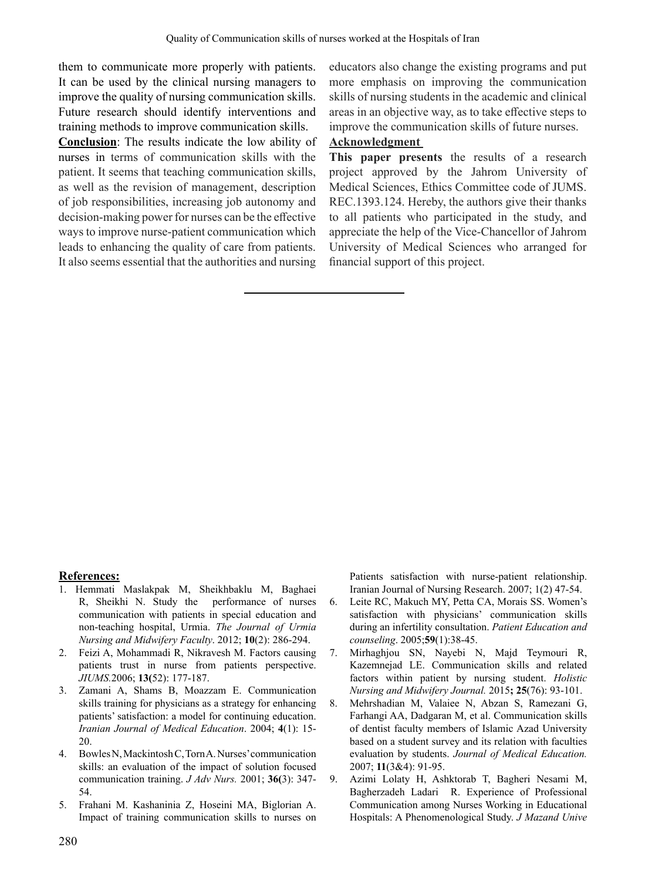them to communicate more properly with patients. It can be used by the clinical nursing managers to improve the quality of nursing communication skills. Future research should identify interventions and training methods to improve communication skills.

**Conclusion**: The results indicate the low ability of nurses in terms of communication skills with the patient. It seems that teaching communication skills, as well as the revision of management, description of job responsibilities, increasing job autonomy and decision-making power for nurses can be the effective ways to improve nurse-patient communication which leads to enhancing the quality of care from patients. It also seems essential that the authorities and nursing educators also change the existing programs and put more emphasis on improving the communication skills of nursing students in the academic and clinical areas in an objective way, as to take effective steps to improve the communication skills of future nurses.

**Acknowledgment**

**This paper presents** the results of a research project approved by the Jahrom University of Medical Sciences, Ethics Committee code of JUMS. REC.1393.124. Hereby, the authors give their thanks to all patients who participated in the study, and appreciate the help of the Vice-Chancellor of Jahrom University of Medical Sciences who arranged for financial support of this project.

**References:**

1. Hemmati Maslakpak M, Sheikhbaklu M, Baghaei R, Sheikhi N. Study the performance of nurses communication with patients in special education and non-teaching hospital, Urmia. *The Journal of Urmia Nursing and Midwifery Faculty*. 2012; **10**(2): 286-294.
2. Feizi A, Mohammadi R, Nikravesh M. Factors causing patients trust in nurse from patients perspective. *JIUMS.*2006; **13(**52): 177-187.
3. Zamani A, Shams B, Moazzam E. Communication skills training for physicians as a strategy for enhancing patients' satisfaction: a model for continuing education. *Iranian Journal of Medical Education*. 2004; **4**(1): 15-20.
4. Bowles N, Mackintosh C, Torn A. Nurses' communication skills: an evaluation of the impact of solution focused communication training. *J Adv Nurs.* 2001; **36(**3): 347-54.
5. Frahani M. Kashaninia Z, Hoseini MA, Biglorian A. Impact of training communication skills to nurses on Patients satisfaction with nurse-patient relationship. Iranian Journal of Nursing Research. 2007; 1(2) 47-54.
6. Leite RC, Makuch MY, Petta CA, Morais SS. Women's satisfaction with physicians' communication skills during an infertility consultation. *Patient Education and counseling*. 2005;**59**(1):38-45.
7. Mirhaghjou SN, Nayebi N, Majd Teymouri R, Kazemnejad LE. Communication skills and related factors within patient by nursing student. *Holistic Nursing and Midwifery Journal.* 2015**; 25**(76): 93-101.
8. Mehrshadian M, Valaiee N, Abzan S, Ramezani G, Farhangi AA, Dadgaran M, et al. Communication skills of dentist faculty members of Islamic Azad University based on a student survey and its relation with faculties evaluation by students. *Journal of Medical Education.* 2007; **11**(3&4): 91-95.
9. Azimi Lolaty H, Ashktorab T, Bagheri Nesami M, Bagherzadeh Ladari R. Experience of Professional Communication among Nurses Working in Educational Hospitals: A Phenomenological Study. *J Mazand Unive*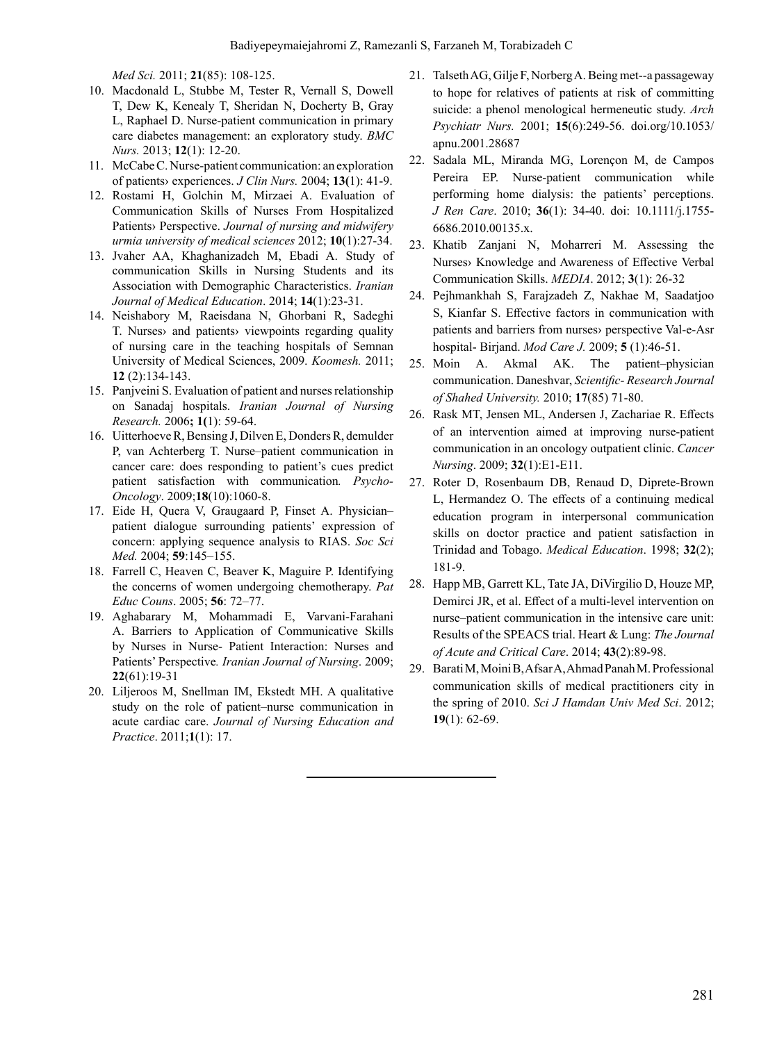*Med Sci.* 2011; **21**(85): 108-125.

10. Macdonald L, Stubbe M, Tester R, Vernall S, Dowell T, Dew K, Kenealy T, Sheridan N, Docherty B, Gray L, Raphael D. Nurse-patient communication in primary care diabetes management: an exploratory study. *BMC Nurs.* 2013; **12**(1): 12-20.
11. McCabe C. Nurse-patient communication: an exploration of patients› experiences. *J Clin Nurs.* 2004; **13(**1): 41-9.
12. Rostami H, Golchin M, Mirzaei A. Evaluation of Communication Skills of Nurses From Hospitalized Patients› Perspective. *Journal of nursing and midwifery urmia university of medical sciences* 2012; **10**(1):27-34.
13. Jvaher AA, Khaghanizadeh M, Ebadi A. Study of communication Skills in Nursing Students and its Association with Demographic Characteristics. *Iranian Journal of Medical Education*. 2014; **14**(1):23-31.
14. Neishabory M, Raeisdana N, Ghorbani R, Sadeghi T. Nurses› and patients› viewpoints regarding quality of nursing care in the teaching hospitals of Semnan University of Medical Sciences, 2009. *Koomesh.* 2011; **12** (2):134-143.
15. Panjveini S. Evaluation of patient and nurses relationship on Sanadaj hospitals. *Iranian Journal of Nursing Research.* 2006**; 1(**1): 59-64.
16. Uitterhoeve R, Bensing J, Dilven E, Donders R, demulder P, van Achterberg T. Nurse–patient communication in cancer care: does responding to patient's cues predict patient satisfaction with communication*. Psycho-Oncology*. 2009;**18**(10):1060-8.
17. Eide H, Quera V, Graugaard P, Finset A. Physician–patient dialogue surrounding patients' expression of concern: applying sequence analysis to RIAS. *Soc Sci Med.* 2004; **59**:145–155.
18. Farrell C, Heaven C, Beaver K, Maguire P. Identifying the concerns of women undergoing chemotherapy. *Pat Educ Couns*. 2005; **56**: 72–77.
19. Aghabarary M, Mohammadi E, Varvani-Farahani A. Barriers to Application of Communicative Skills by Nurses in Nurse- Patient Interaction: Nurses and Patients' Perspective*. Iranian Journal of Nursing*. 2009; **22**(61):19-31
20. Liljeroos M, Snellman IM, Ekstedt MH. A qualitative study on the role of patient–nurse communication in acute cardiac care. *Journal of Nursing Education and Practice*. 2011;**1**(1): 17.
21. Talseth AG, Gilje F, Norberg A. Being met--a passageway to hope for relatives of patients at risk of committing suicide: a phenol menological hermeneutic study. *Arch Psychiatr Nurs.* 2001; **15**(6):249-56. doi.org/10.1053/apnu.2001.28687
22. Sadala ML, Miranda MG, Lorençon M, de Campos Pereira EP. Nurse-patient communication while performing home dialysis: the patients' perceptions. *J Ren Care*. 2010; **36**(1): 34-40. doi: 10.1111/j.1755-6686.2010.00135.x.
23. Khatib Zanjani N, Moharreri M. Assessing the Nurses› Knowledge and Awareness of Effective Verbal Communication Skills. *MEDIA*. 2012; **3**(1): 26-32
24. Pejhmankhah S, Farajzadeh Z, Nakhae M, Saadatjoo S, Kianfar S. Effective factors in communication with patients and barriers from nurses› perspective Val-e-Asr hospital- Birjand. *Mod Care J.* 2009; **5** (1):46-51.
25. Moin A. Akmal AK. The patient–physician communication. Daneshvar, *Scientific- Research Journal of Shahed University.* 2010; **17**(85) 71-80.
26. Rask MT, Jensen ML, Andersen J, Zachariae R. Effects of an intervention aimed at improving nurse-patient communication in an oncology outpatient clinic. *Cancer Nursing*. 2009; **32**(1):E1-E11.
27. Roter D, Rosenbaum DB, Renaud D, Diprete-Brown L, Hermandez O. The effects of a continuing medical education program in interpersonal communication skills on doctor practice and patient satisfaction in Trinidad and Tobago. *Medical Education*. 1998; **32**(2); 181-9.
28. Happ MB, Garrett KL, Tate JA, DiVirgilio D, Houze MP, Demirci JR, et al. Effect of a multi-level intervention on nurse–patient communication in the intensive care unit: Results of the SPEACS trial. Heart & Lung: *The Journal of Acute and Critical Care*. 2014; **43**(2):89-98.
29. Barati M, Moini B, Afsar A, Ahmad Panah M. Professional communication skills of medical practitioners city in the spring of 2010. *Sci J Hamdan Univ Med Sci*. 2012; **19**(1): 62-69.